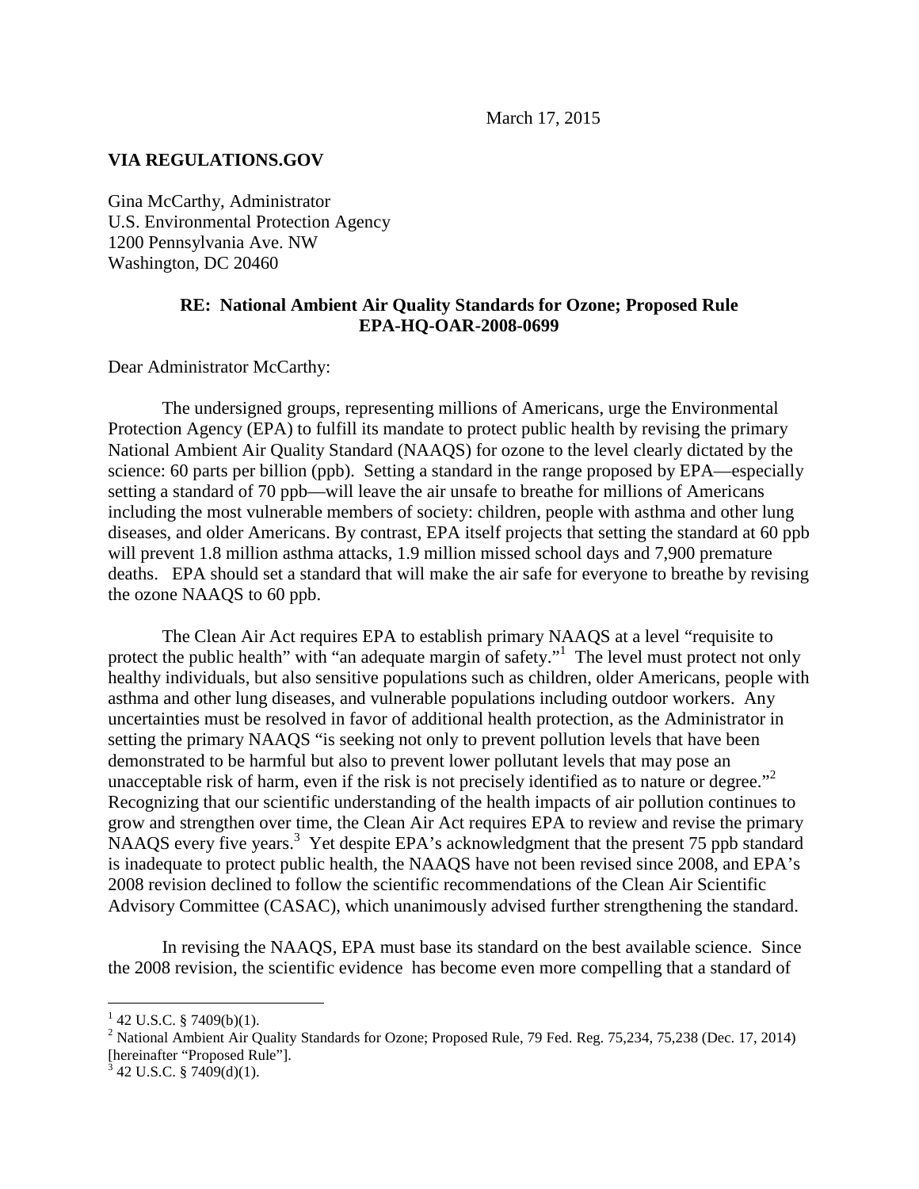March 17, 2015

**VIA REGULATIONS.GOV**

Gina McCarthy, Administrator
U.S. Environmental Protection Agency
1200 Pennsylvania Ave. NW
Washington, DC 20460

**RE: National Ambient Air Quality Standards for Ozone; Proposed Rule**
**EPA-HQ-OAR-2008-0699**

Dear Administrator McCarthy:

The undersigned groups, representing millions of Americans, urge the Environmental Protection Agency (EPA) to fulfill its mandate to protect public health by revising the primary National Ambient Air Quality Standard (NAAQS) for ozone to the level clearly dictated by the science: 60 parts per billion (ppb). Setting a standard in the range proposed by EPA—especially setting a standard of 70 ppb—will leave the air unsafe to breathe for millions of Americans including the most vulnerable members of society: children, people with asthma and other lung diseases, and older Americans. By contrast, EPA itself projects that setting the standard at 60 ppb will prevent 1.8 million asthma attacks, 1.9 million missed school days and 7,900 premature deaths. EPA should set a standard that will make the air safe for everyone to breathe by revising the ozone NAAQS to 60 ppb.

The Clean Air Act requires EPA to establish primary NAAQS at a level "requisite to protect the public health" with "an adequate margin of safety."[1] The level must protect not only healthy individuals, but also sensitive populations such as children, older Americans, people with asthma and other lung diseases, and vulnerable populations including outdoor workers. Any uncertainties must be resolved in favor of additional health protection, as the Administrator in setting the primary NAAQS "is seeking not only to prevent pollution levels that have been demonstrated to be harmful but also to prevent lower pollutant levels that may pose an unacceptable risk of harm, even if the risk is not precisely identified as to nature or degree."[2] Recognizing that our scientific understanding of the health impacts of air pollution continues to grow and strengthen over time, the Clean Air Act requires EPA to review and revise the primary NAAQS every five years.[3] Yet despite EPA's acknowledgment that the present 75 ppb standard is inadequate to protect public health, the NAAQS have not been revised since 2008, and EPA's 2008 revision declined to follow the scientific recommendations of the Clean Air Scientific Advisory Committee (CASAC), which unanimously advised further strengthening the standard.

In revising the NAAQS, EPA must base its standard on the best available science. Since the 2008 revision, the scientific evidence has become even more compelling that a standard of

---

[1] 42 U.S.C. § 7409(b)(1).

[2] National Ambient Air Quality Standards for Ozone; Proposed Rule, 79 Fed. Reg. 75,234, 75,238 (Dec. 17, 2014) [hereinafter "Proposed Rule"].

[3] 42 U.S.C. § 7409(d)(1).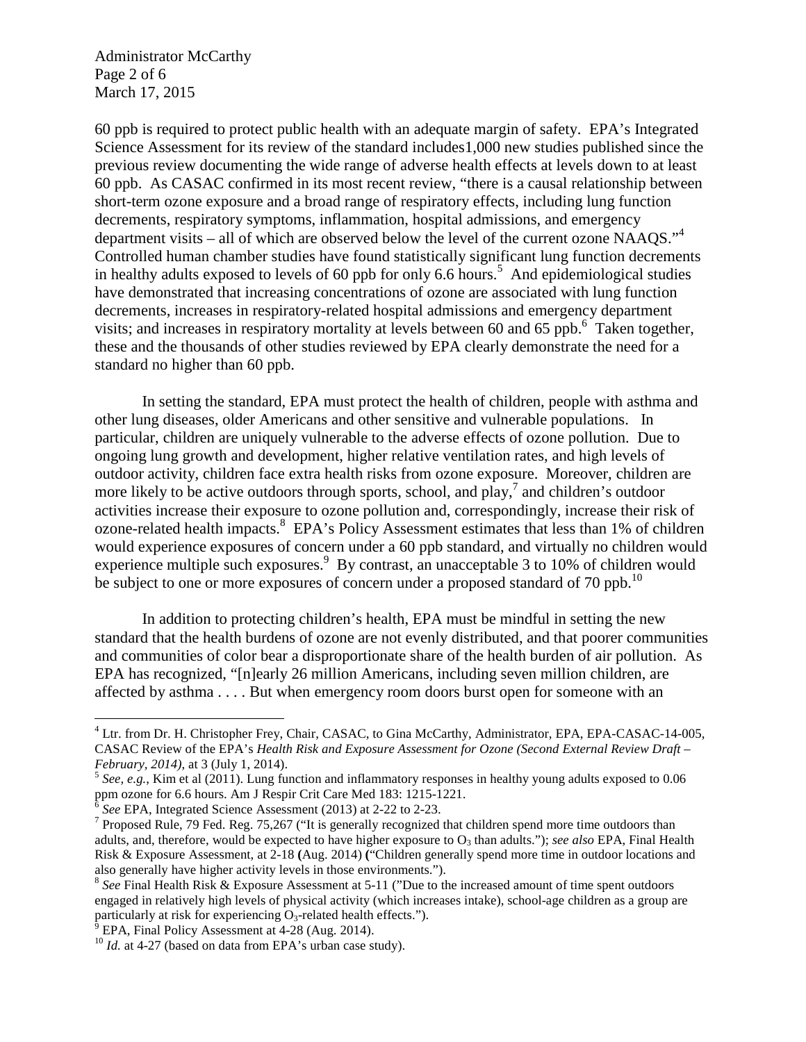60 ppb is required to protect public health with an adequate margin of safety. EPA's Integrated Science Assessment for its review of the standard includes1,000 new studies published since the previous review documenting the wide range of adverse health effects at levels down to at least 60 ppb. As CASAC confirmed in its most recent review, "there is a causal relationship between short-term ozone exposure and a broad range of respiratory effects, including lung function decrements, respiratory symptoms, inflammation, hospital admissions, and emergency department visits – all of which are observed below the level of the current ozone NAAQS."[4] Controlled human chamber studies have found statistically significant lung function decrements in healthy adults exposed to levels of 60 ppb for only 6.6 hours.[5] And epidemiological studies have demonstrated that increasing concentrations of ozone are associated with lung function decrements, increases in respiratory-related hospital admissions and emergency department visits; and increases in respiratory mortality at levels between 60 and 65 ppb.[6] Taken together, these and the thousands of other studies reviewed by EPA clearly demonstrate the need for a standard no higher than 60 ppb.

In setting the standard, EPA must protect the health of children, people with asthma and other lung diseases, older Americans and other sensitive and vulnerable populations. In particular, children are uniquely vulnerable to the adverse effects of ozone pollution. Due to ongoing lung growth and development, higher relative ventilation rates, and high levels of outdoor activity, children face extra health risks from ozone exposure. Moreover, children are more likely to be active outdoors through sports, school, and play,[7] and children's outdoor activities increase their exposure to ozone pollution and, correspondingly, increase their risk of ozone-related health impacts.[8] EPA's Policy Assessment estimates that less than 1% of children would experience exposures of concern under a 60 ppb standard, and virtually no children would experience multiple such exposures.[9] By contrast, an unacceptable 3 to 10% of children would be subject to one or more exposures of concern under a proposed standard of 70 ppb.[10]

In addition to protecting children's health, EPA must be mindful in setting the new standard that the health burdens of ozone are not evenly distributed, and that poorer communities and communities of color bear a disproportionate share of the health burden of air pollution. As EPA has recognized, "[n]early 26 million Americans, including seven million children, are affected by asthma . . . . But when emergency room doors burst open for someone with an

---

[4] Ltr. from Dr. H. Christopher Frey, Chair, CASAC, to Gina McCarthy, Administrator, EPA, EPA-CASAC-14-005, CASAC Review of the EPA's *Health Risk and Exposure Assessment for Ozone (Second External Review Draft – February, 2014)*, at 3 (July 1, 2014).

[5] *See, e.g.*, Kim et al (2011). Lung function and inflammatory responses in healthy young adults exposed to 0.06 ppm ozone for 6.6 hours. Am J Respir Crit Care Med 183: 1215-1221.

[6] *See* EPA, Integrated Science Assessment (2013) at 2-22 to 2-23.

[7] Proposed Rule, 79 Fed. Reg. 75,267 ("It is generally recognized that children spend more time outdoors than adults, and, therefore, would be expected to have higher exposure to $O_3$ than adults."); *see also* EPA, Final Health Risk & Exposure Assessment, at 2-18 **(**Aug. 2014) **(**"Children generally spend more time in outdoor locations and also generally have higher activity levels in those environments.").

[8] *See* Final Health Risk & Exposure Assessment at 5-11 ("Due to the increased amount of time spent outdoors engaged in relatively high levels of physical activity (which increases intake), school-age children as a group are particularly at risk for experiencing $O_3$-related health effects.").

[9] EPA, Final Policy Assessment at 4-28 (Aug. 2014).

[10] *Id.* at 4-27 (based on data from EPA's urban case study).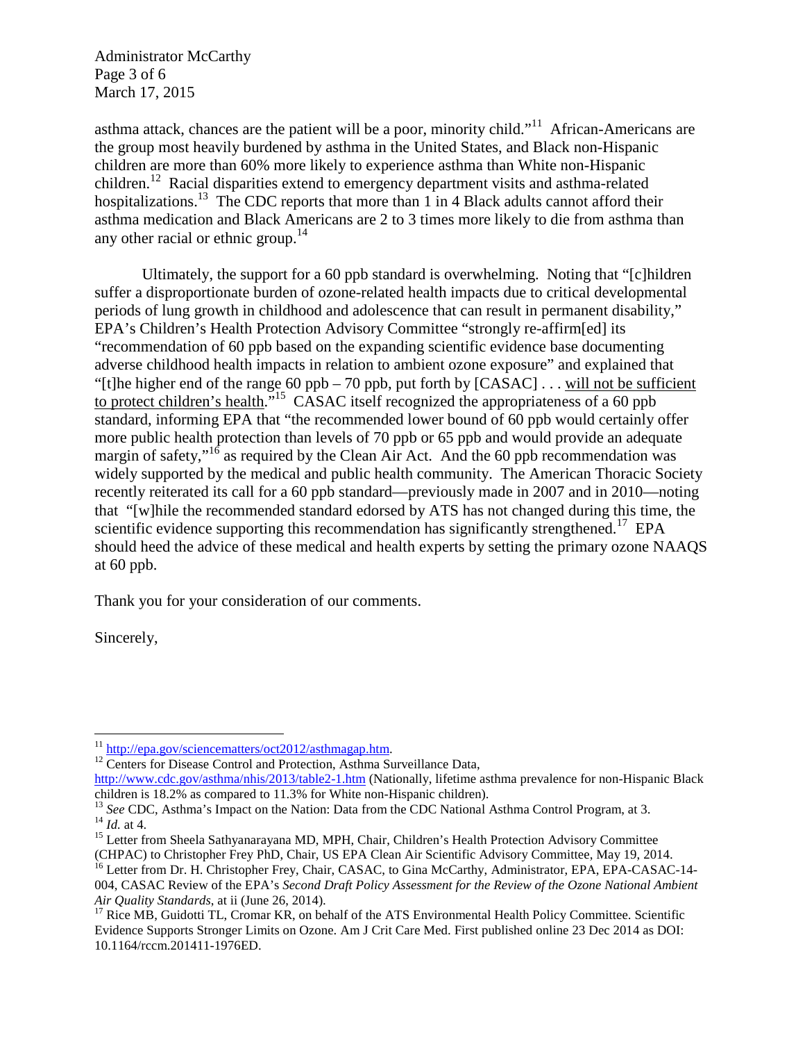asthma attack, chances are the patient will be a poor, minority child."[11] African-Americans are the group most heavily burdened by asthma in the United States, and Black non-Hispanic children are more than 60% more likely to experience asthma than White non-Hispanic children.[12] Racial disparities extend to emergency department visits and asthma-related hospitalizations.[13] The CDC reports that more than 1 in 4 Black adults cannot afford their asthma medication and Black Americans are 2 to 3 times more likely to die from asthma than any other racial or ethnic group.[14]

Ultimately, the support for a 60 ppb standard is overwhelming. Noting that "[c]hildren suffer a disproportionate burden of ozone-related health impacts due to critical developmental periods of lung growth in childhood and adolescence that can result in permanent disability," EPA's Children's Health Protection Advisory Committee "strongly re-affirm[ed] its "recommendation of 60 ppb based on the expanding scientific evidence base documenting adverse childhood health impacts in relation to ambient ozone exposure" and explained that "[t]he higher end of the range 60 ppb – 70 ppb, put forth by [CASAC] . . . <u>will not be sufficient to protect children's health</u>."[15] CASAC itself recognized the appropriateness of a 60 ppb standard, informing EPA that "the recommended lower bound of 60 ppb would certainly offer more public health protection than levels of 70 ppb or 65 ppb and would provide an adequate margin of safety,"[16] as required by the Clean Air Act. And the 60 ppb recommendation was widely supported by the medical and public health community. The American Thoracic Society recently reiterated its call for a 60 ppb standard—previously made in 2007 and in 2010—noting that "[w]hile the recommended standard edorsed by ATS has not changed during this time, the scientific evidence supporting this recommendation has significantly strengthened.[17] EPA should heed the advice of these medical and health experts by setting the primary ozone NAAQS at 60 ppb.

Thank you for your consideration of our comments.

Sincerely,

---

[11] http://epa.gov/sciencematters/oct2012/asthmagap.htm.

[12] Centers for Disease Control and Protection, Asthma Surveillance Data, http://www.cdc.gov/asthma/nhis/2013/table2-1.htm (Nationally, lifetime asthma prevalence for non-Hispanic Black children is 18.2% as compared to 11.3% for White non-Hispanic children).

[13] *See* CDC, Asthma's Impact on the Nation: Data from the CDC National Asthma Control Program, at 3.

[14] *Id.* at 4.

[15] Letter from Sheela Sathyanarayana MD, MPH, Chair, Children's Health Protection Advisory Committee (CHPAC) to Christopher Frey PhD, Chair, US EPA Clean Air Scientific Advisory Committee, May 19, 2014.

[16] Letter from Dr. H. Christopher Frey, Chair, CASAC, to Gina McCarthy, Administrator, EPA, EPA-CASAC-14-004, CASAC Review of the EPA's *Second Draft Policy Assessment for the Review of the Ozone National Ambient Air Quality Standards*, at ii (June 26, 2014).

[17] Rice MB, Guidotti TL, Cromar KR, on behalf of the ATS Environmental Health Policy Committee. Scientific Evidence Supports Stronger Limits on Ozone. Am J Crit Care Med. First published online 23 Dec 2014 as DOI: 10.1164/rccm.201411-1976ED.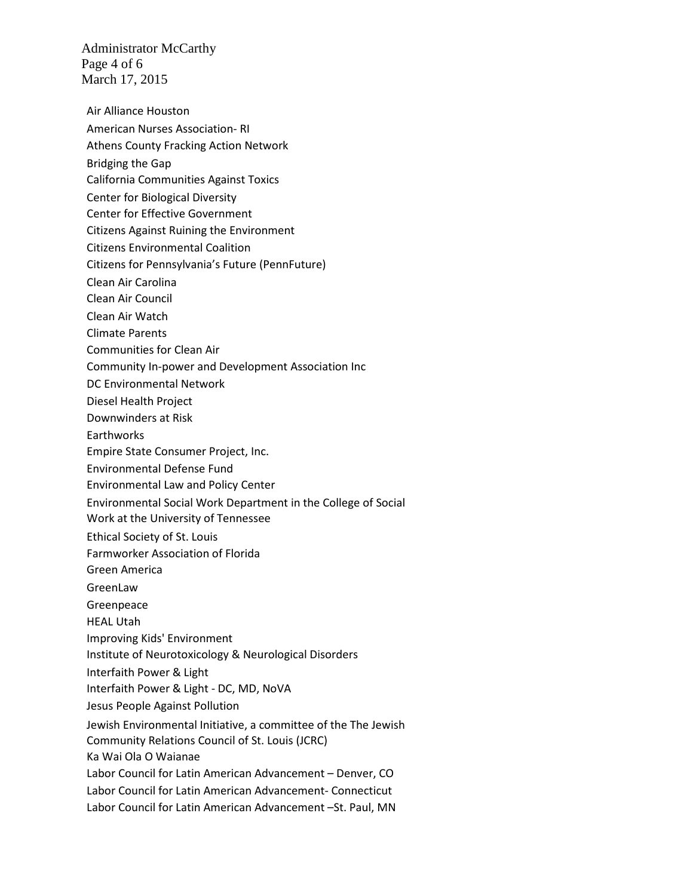Air Alliance Houston

American Nurses Association- RI

Athens County Fracking Action Network

Bridging the Gap

California Communities Against Toxics

Center for Biological Diversity

Center for Effective Government

Citizens Against Ruining the Environment

Citizens Environmental Coalition

Citizens for Pennsylvania's Future (PennFuture)

Clean Air Carolina

Clean Air Council

Clean Air Watch

Climate Parents

Communities for Clean Air

Community In-power and Development Association Inc

DC Environmental Network

Diesel Health Project

Downwinders at Risk

Earthworks

Empire State Consumer Project, Inc.

Environmental Defense Fund

Environmental Law and Policy Center

Environmental Social Work Department in the College of Social Work at the University of Tennessee

Ethical Society of St. Louis

Farmworker Association of Florida

Green America

GreenLaw

Greenpeace

HEAL Utah

Improving Kids' Environment

Institute of Neurotoxicology & Neurological Disorders

Interfaith Power & Light

Interfaith Power & Light - DC, MD, NoVA

Jesus People Against Pollution

Jewish Environmental Initiative, a committee of the The Jewish Community Relations Council of St. Louis (JCRC)

Ka Wai Ola O Waianae

Labor Council for Latin American Advancement – Denver, CO

Labor Council for Latin American Advancement- Connecticut

Labor Council for Latin American Advancement –St. Paul, MN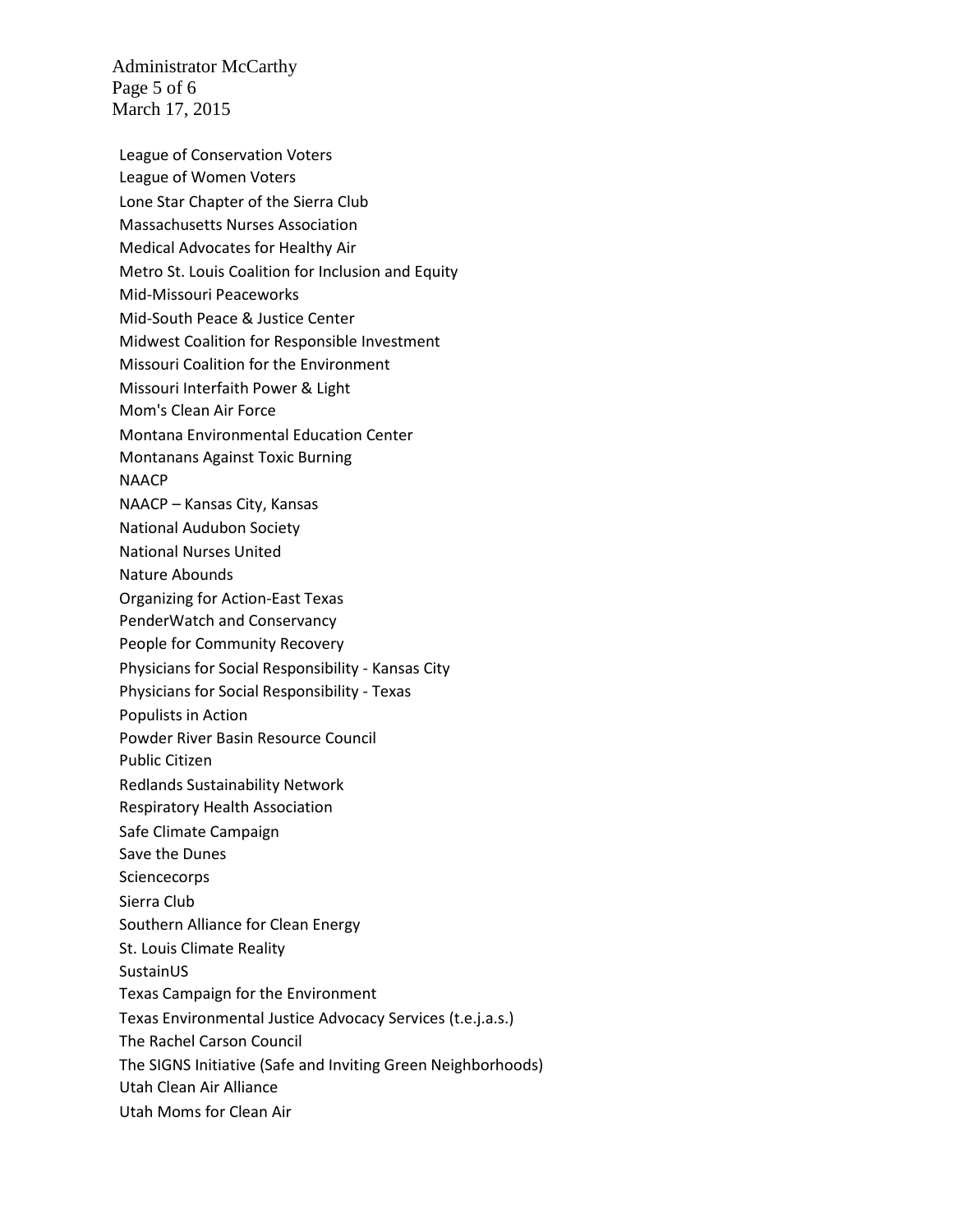League of Conservation Voters
League of Women Voters
Lone Star Chapter of the Sierra Club
Massachusetts Nurses Association
Medical Advocates for Healthy Air
Metro St. Louis Coalition for Inclusion and Equity
Mid-Missouri Peaceworks
Mid-South Peace & Justice Center
Midwest Coalition for Responsible Investment
Missouri Coalition for the Environment
Missouri Interfaith Power & Light
Mom's Clean Air Force
Montana Environmental Education Center
Montanans Against Toxic Burning
NAACP
NAACP – Kansas City, Kansas
National Audubon Society
National Nurses United
Nature Abounds
Organizing for Action-East Texas
PenderWatch and Conservancy
People for Community Recovery
Physicians for Social Responsibility - Kansas City
Physicians for Social Responsibility - Texas
Populists in Action
Powder River Basin Resource Council
Public Citizen
Redlands Sustainability Network
Respiratory Health Association
Safe Climate Campaign
Save the Dunes
Sciencecorps
Sierra Club
Southern Alliance for Clean Energy
St. Louis Climate Reality
SustainUS
Texas Campaign for the Environment
Texas Environmental Justice Advocacy Services (t.e.j.a.s.)
The Rachel Carson Council
The SIGNS Initiative (Safe and Inviting Green Neighborhoods)
Utah Clean Air Alliance
Utah Moms for Clean Air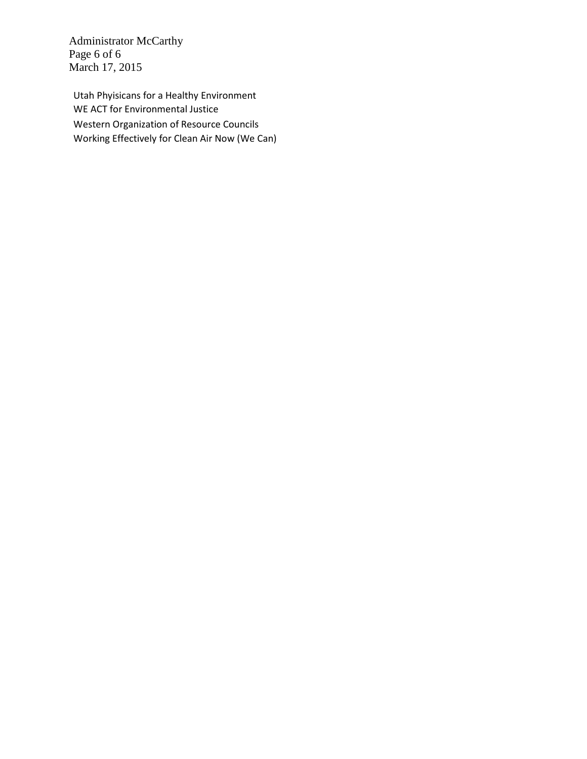Utah Phyisicans for a Healthy Environment
WE ACT for Environmental Justice
Western Organization of Resource Councils
Working Effectively for Clean Air Now (We Can)